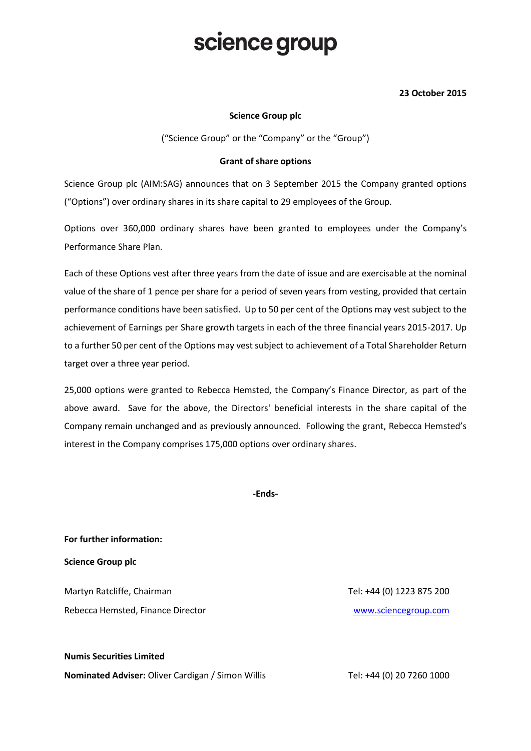# science group

**23 October 2015**

**Science Group plc**

("Science Group" or the "Company" or the "Group")

**Grant of share options**

Science Group plc (AIM:SAG) announces that on 3 September 2015 the Company granted options ("Options") over ordinary shares in its share capital to 29 employees of the Group.

Options over 360,000 ordinary shares have been granted to employees under the Company's Performance Share Plan.

Each of these Options vest after three years from the date of issue and are exercisable at the nominal value of the share of 1 pence per share for a period of seven years from vesting, provided that certain performance conditions have been satisfied. Up to 50 per cent of the Options may vest subject to the achievement of Earnings per Share growth targets in each of the three financial years 2015-2017. Up to a further 50 per cent of the Options may vest subject to achievement of a Total Shareholder Return target over a three year period.

25,000 options were granted to Rebecca Hemsted, the Company's Finance Director, as part of the above award. Save for the above, the Directors' beneficial interests in the share capital of the Company remain unchanged and as previously announced. Following the grant, Rebecca Hemsted's interest in the Company comprises 175,000 options over ordinary shares.

**-Ends-**

**For further information:**

**Science Group plc**

Martyn Ratcliffe, Chairman — Tel: +44 (0) 1223 875 200

Rebecca Hemsted, Finance Director — www.sciencegroup.com

**Numis Securities Limited**

**Nominated Adviser:** Oliver Cardigan / Simon Willis — Tel: +44 (0) 20 7260 1000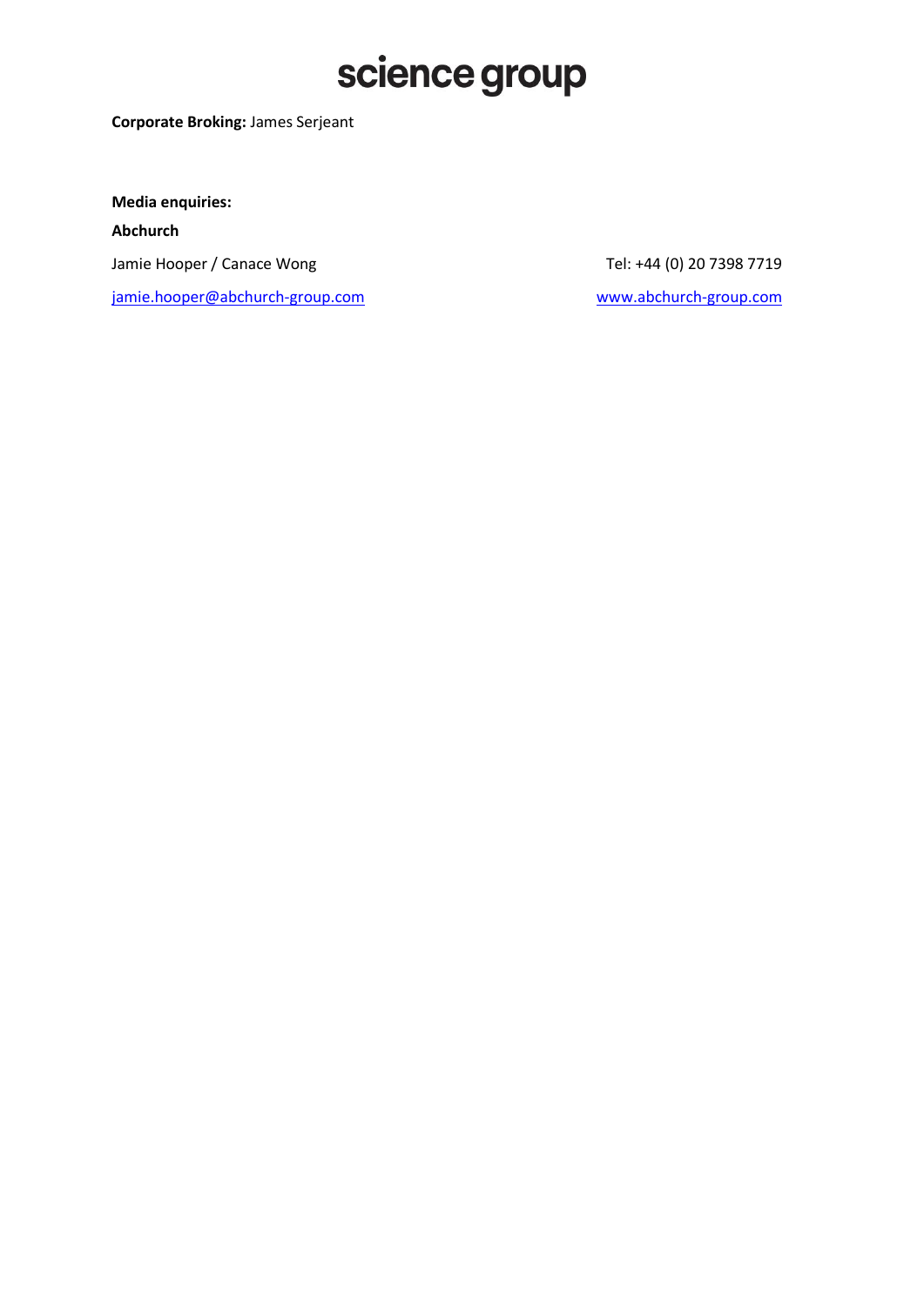**Corporate Broking:** James Serjeant

**Media enquiries:**

**Abchurch**

Jamie Hooper / Canace Wong Tel: +44 (0) 20 7398 7719

jamie.hooper@abchurch-group.com www.abchurch-group.com